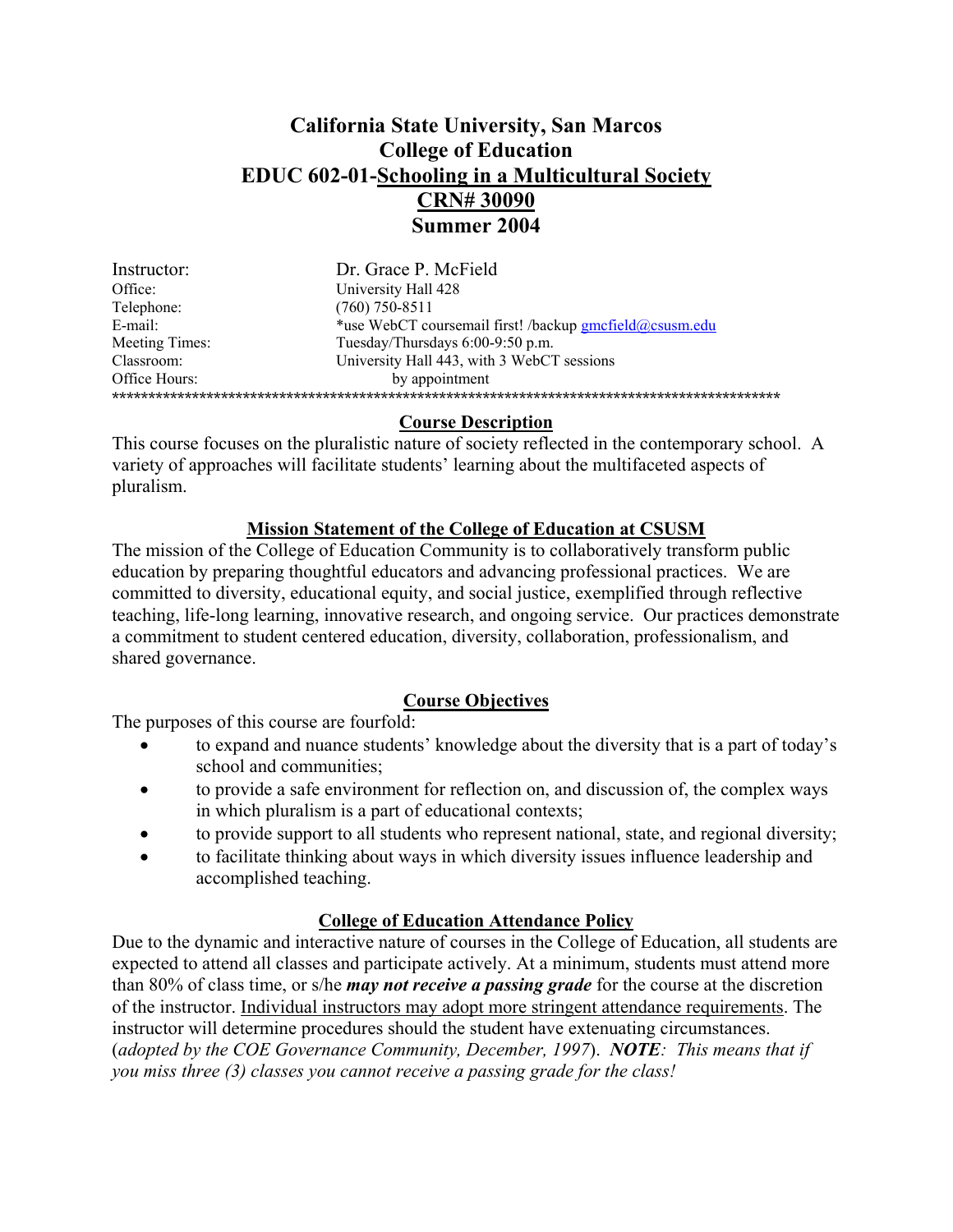# California State University, San Marcos
# College of Education
# EDUC 602-01-Schooling in a Multicultural Society
# CRN# 30090
# Summer 2004

| | |
|---|---|
| Instructor: | Dr. Grace P. McField |
| Office: | University Hall 428 |
| Telephone: | (760) 750-8511 |
| E-mail: | *use WebCT coursemail first! /backup gmcfield@csusm.edu |
| Meeting Times: | Tuesday/Thursdays 6:00-9:50 p.m. |
| Classroom: | University Hall 443, with 3 WebCT sessions |
| Office Hours: | by appointment |

************************************************************************************************

## Course Description

This course focuses on the pluralistic nature of society reflected in the contemporary school. A variety of approaches will facilitate students' learning about the multifaceted aspects of pluralism.

## Mission Statement of the College of Education at CSUSM

The mission of the College of Education Community is to collaboratively transform public education by preparing thoughtful educators and advancing professional practices. We are committed to diversity, educational equity, and social justice, exemplified through reflective teaching, life-long learning, innovative research, and ongoing service. Our practices demonstrate a commitment to student centered education, diversity, collaboration, professionalism, and shared governance.

## Course Objectives

The purposes of this course are fourfold:

- to expand and nuance students' knowledge about the diversity that is a part of today's school and communities;
- to provide a safe environment for reflection on, and discussion of, the complex ways in which pluralism is a part of educational contexts;
- to provide support to all students who represent national, state, and regional diversity;
- to facilitate thinking about ways in which diversity issues influence leadership and accomplished teaching.

## College of Education Attendance Policy

Due to the dynamic and interactive nature of courses in the College of Education, all students are expected to attend all classes and participate actively. At a minimum, students must attend more than 80% of class time, or s/he ***may not receive a passing grade*** for the course at the discretion of the instructor. Individual instructors may adopt more stringent attendance requirements. The instructor will determine procedures should the student have extenuating circumstances. (*adopted by the COE Governance Community, December, 1997*). ***NOTE**: This means that if you miss three (3) classes you cannot receive a passing grade for the class!*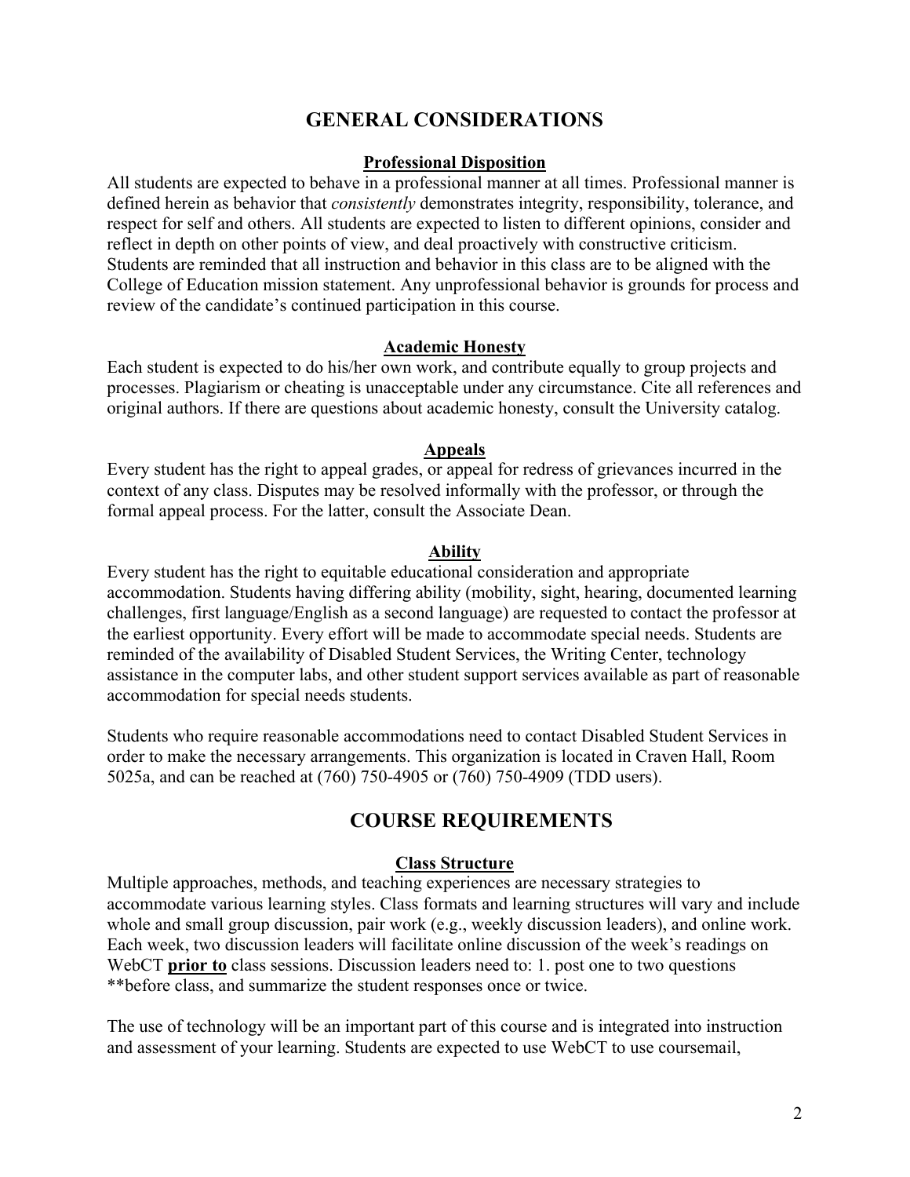# GENERAL CONSIDERATIONS

### Professional Disposition

All students are expected to behave in a professional manner at all times. Professional manner is defined herein as behavior that *consistently* demonstrates integrity, responsibility, tolerance, and respect for self and others. All students are expected to listen to different opinions, consider and reflect in depth on other points of view, and deal proactively with constructive criticism. Students are reminded that all instruction and behavior in this class are to be aligned with the College of Education mission statement. Any unprofessional behavior is grounds for process and review of the candidate's continued participation in this course.

### Academic Honesty

Each student is expected to do his/her own work, and contribute equally to group projects and processes. Plagiarism or cheating is unacceptable under any circumstance. Cite all references and original authors. If there are questions about academic honesty, consult the University catalog.

### Appeals

Every student has the right to appeal grades, or appeal for redress of grievances incurred in the context of any class. Disputes may be resolved informally with the professor, or through the formal appeal process. For the latter, consult the Associate Dean.

### Ability

Every student has the right to equitable educational consideration and appropriate accommodation. Students having differing ability (mobility, sight, hearing, documented learning challenges, first language/English as a second language) are requested to contact the professor at the earliest opportunity. Every effort will be made to accommodate special needs. Students are reminded of the availability of Disabled Student Services, the Writing Center, technology assistance in the computer labs, and other student support services available as part of reasonable accommodation for special needs students.

Students who require reasonable accommodations need to contact Disabled Student Services in order to make the necessary arrangements. This organization is located in Craven Hall, Room 5025a, and can be reached at (760) 750-4905 or (760) 750-4909 (TDD users).

# COURSE REQUIREMENTS

### Class Structure

Multiple approaches, methods, and teaching experiences are necessary strategies to accommodate various learning styles. Class formats and learning structures will vary and include whole and small group discussion, pair work (e.g., weekly discussion leaders), and online work. Each week, two discussion leaders will facilitate online discussion of the week's readings on WebCT **prior to** class sessions. Discussion leaders need to: 1. post one to two questions **before class, and summarize the student responses once or twice.

The use of technology will be an important part of this course and is integrated into instruction and assessment of your learning. Students are expected to use WebCT to use coursemail,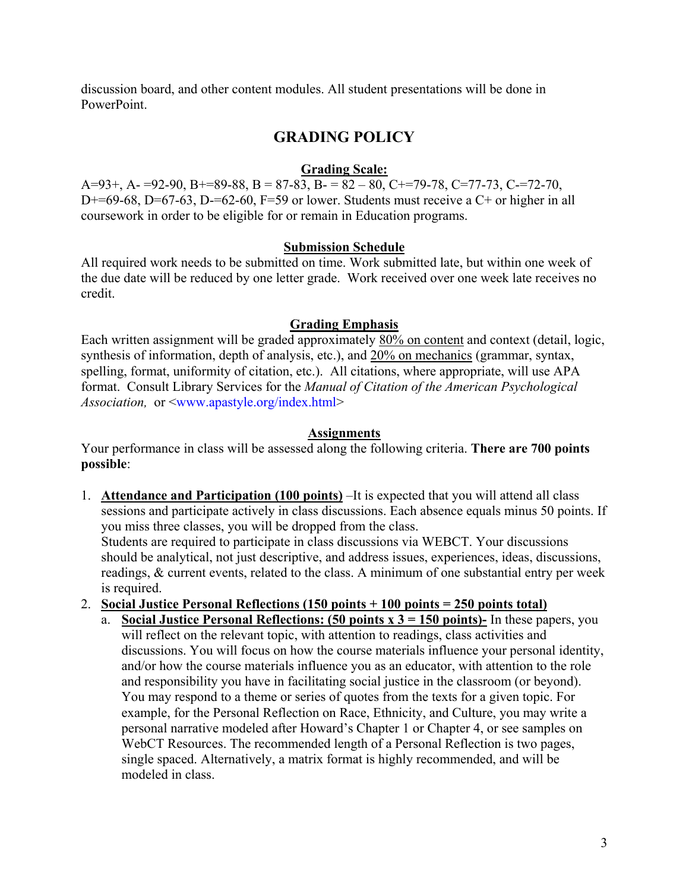discussion board, and other content modules. All student presentations will be done in PowerPoint.

## GRADING POLICY

**Grading Scale:**

A=93+, A- =92-90, B+=89-88, B = 87-83, B- = 82 – 80, C+=79-78, C=77-73, C-=72-70, D+=69-68, D=67-63, D-=62-60, F=59 or lower. Students must receive a C+ or higher in all coursework in order to be eligible for or remain in Education programs.

**Submission Schedule**

All required work needs to be submitted on time. Work submitted late, but within one week of the due date will be reduced by one letter grade. Work received over one week late receives no credit.

**Grading Emphasis**

Each written assignment will be graded approximately 80% on content and context (detail, logic, synthesis of information, depth of analysis, etc.), and 20% on mechanics (grammar, syntax, spelling, format, uniformity of citation, etc.). All citations, where appropriate, will use APA format. Consult Library Services for the *Manual of Citation of the American Psychological Association,* or <www.apastyle.org/index.html>

**Assignments**

Your performance in class will be assessed along the following criteria. **There are 700 points possible**:

1. **Attendance and Participation (100 points)** –It is expected that you will attend all class sessions and participate actively in class discussions. Each absence equals minus 50 points. If you miss three classes, you will be dropped from the class.
   Students are required to participate in class discussions via WEBCT. Your discussions should be analytical, not just descriptive, and address issues, experiences, ideas, discussions, readings, & current events, related to the class. A minimum of one substantial entry per week is required.
2. **Social Justice Personal Reflections (150 points + 100 points = 250 points total)**
   a. **Social Justice Personal Reflections: (50 points x 3 = 150 points)-** In these papers, you will reflect on the relevant topic, with attention to readings, class activities and discussions. You will focus on how the course materials influence your personal identity, and/or how the course materials influence you as an educator, with attention to the role and responsibility you have in facilitating social justice in the classroom (or beyond). You may respond to a theme or series of quotes from the texts for a given topic. For example, for the Personal Reflection on Race, Ethnicity, and Culture, you may write a personal narrative modeled after Howard's Chapter 1 or Chapter 4, or see samples on WebCT Resources. The recommended length of a Personal Reflection is two pages, single spaced. Alternatively, a matrix format is highly recommended, and will be modeled in class.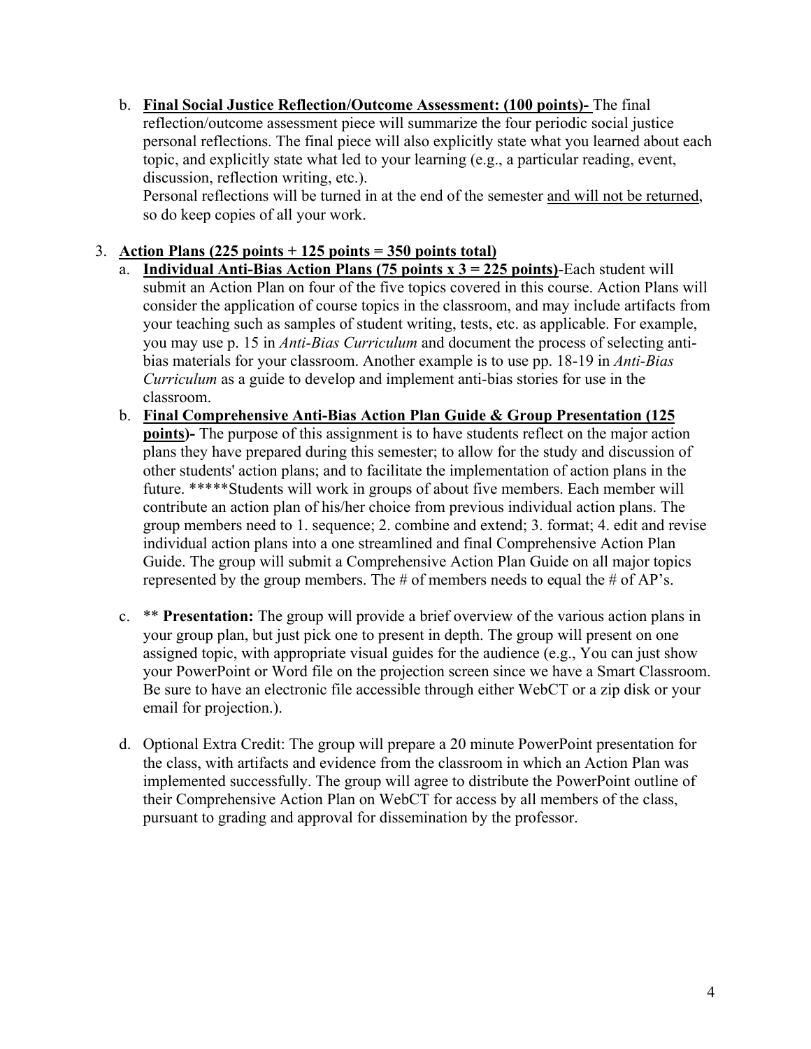b. **<u>Final Social Justice Reflection/Outcome Assessment: (100 points)-</u>** The final reflection/outcome assessment piece will summarize the four periodic social justice personal reflections. The final piece will also explicitly state what you learned about each topic, and explicitly state what led to your learning (e.g., a particular reading, event, discussion, reflection writing, etc.).
   Personal reflections will be turned in at the end of the semester <u>and will not be returned</u>, so do keep copies of all your work.

3. **<u>Action Plans (225 points + 125 points = 350 points total)</u>**
   a. **<u>Individual Anti-Bias Action Plans (75 points x 3 = 225 points)</u>**-Each student will submit an Action Plan on four of the five topics covered in this course. Action Plans will consider the application of course topics in the classroom, and may include artifacts from your teaching such as samples of student writing, tests, etc. as applicable. For example, you may use p. 15 in *Anti-Bias Curriculum* and document the process of selecting anti-bias materials for your classroom. Another example is to use pp. 18-19 in *Anti-Bias Curriculum* as a guide to develop and implement anti-bias stories for use in the classroom.
   b. **<u>Final Comprehensive Anti-Bias Action Plan Guide & Group Presentation (125 points</u>)-** The purpose of this assignment is to have students reflect on the major action plans they have prepared during this semester; to allow for the study and discussion of other students' action plans; and to facilitate the implementation of action plans in the future. *****Students will work in groups of about five members. Each member will contribute an action plan of his/her choice from previous individual action plans. The group members need to 1. sequence; 2. combine and extend; 3. format; 4. edit and revise individual action plans into a one streamlined and final Comprehensive Action Plan Guide. The group will submit a Comprehensive Action Plan Guide on all major topics represented by the group members. The # of members needs to equal the # of AP's.

   c. ** **Presentation:** The group will provide a brief overview of the various action plans in your group plan, but just pick one to present in depth. The group will present on one assigned topic, with appropriate visual guides for the audience (e.g., You can just show your PowerPoint or Word file on the projection screen since we have a Smart Classroom. Be sure to have an electronic file accessible through either WebCT or a zip disk or your email for projection.).

   d. Optional Extra Credit: The group will prepare a 20 minute PowerPoint presentation for the class, with artifacts and evidence from the classroom in which an Action Plan was implemented successfully. The group will agree to distribute the PowerPoint outline of their Comprehensive Action Plan on WebCT for access by all members of the class, pursuant to grading and approval for dissemination by the professor.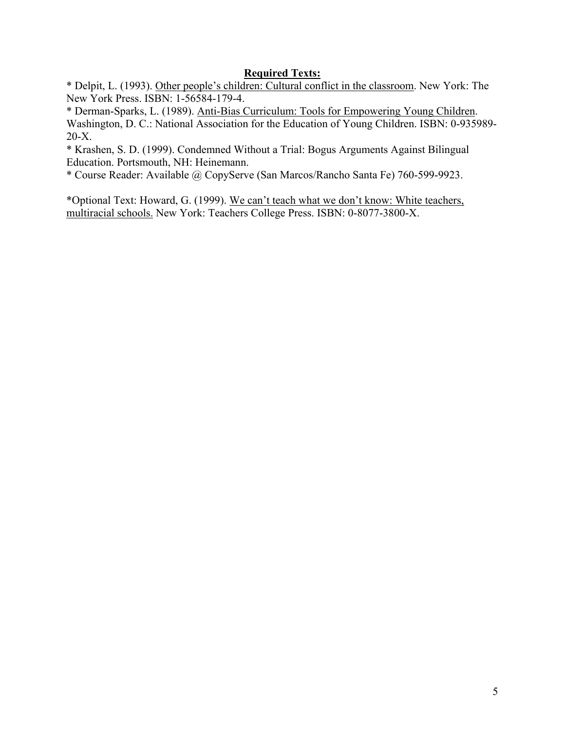**Required Texts:**

* Delpit, L. (1993). Other people's children: Cultural conflict in the classroom. New York: The New York Press. ISBN: 1-56584-179-4.
* Derman-Sparks, L. (1989). Anti-Bias Curriculum: Tools for Empowering Young Children. Washington, D. C.: National Association for the Education of Young Children. ISBN: 0-935989-20-X.
* Krashen, S. D. (1999). Condemned Without a Trial: Bogus Arguments Against Bilingual Education. Portsmouth, NH: Heinemann.
* Course Reader: Available @ CopyServe (San Marcos/Rancho Santa Fe) 760-599-9923.

*Optional Text: Howard, G. (1999). We can't teach what we don't know: White teachers, multiracial schools. New York: Teachers College Press. ISBN: 0-8077-3800-X.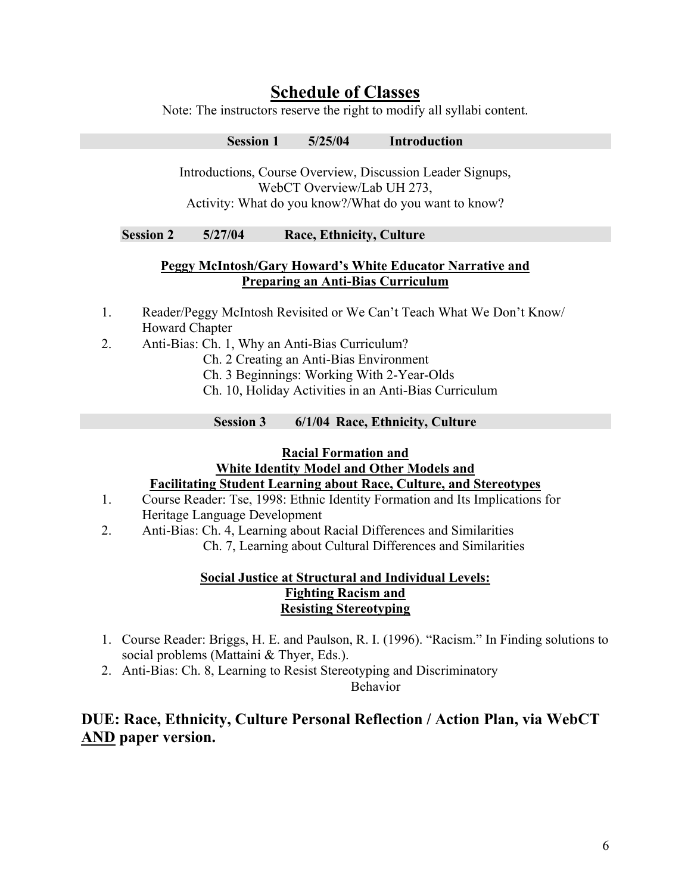# Schedule of Classes

Note: The instructors reserve the right to modify all syllabi content.

**Session 1 5/25/04 Introduction**

Introductions, Course Overview, Discussion Leader Signups,
WebCT Overview/Lab UH 273,
Activity: What do you know?/What do you want to know?

**Session 2 5/27/04 Race, Ethnicity, Culture**

**Peggy McIntosh/Gary Howard's White Educator Narrative and Preparing an Anti-Bias Curriculum**

1. Reader/Peggy McIntosh Revisited or We Can't Teach What We Don't Know/ Howard Chapter
2. Anti-Bias: Ch. 1, Why an Anti-Bias Curriculum?
   Ch. 2 Creating an Anti-Bias Environment
   Ch. 3 Beginnings: Working With 2-Year-Olds
   Ch. 10, Holiday Activities in an Anti-Bias Curriculum

**Session 3 6/1/04 Race, Ethnicity, Culture**

**Racial Formation and White Identity Model and Other Models and Facilitating Student Learning about Race, Culture, and Stereotypes**

1. Course Reader: Tse, 1998: Ethnic Identity Formation and Its Implications for Heritage Language Development
2. Anti-Bias: Ch. 4, Learning about Racial Differences and Similarities
   Ch. 7, Learning about Cultural Differences and Similarities

**Social Justice at Structural and Individual Levels: Fighting Racism and Resisting Stereotyping**

1. Course Reader: Briggs, H. E. and Paulson, R. I. (1996). "Racism." In Finding solutions to social problems (Mattaini & Thyer, Eds.).
2. Anti-Bias: Ch. 8, Learning to Resist Stereotyping and Discriminatory Behavior

**DUE: Race, Ethnicity, Culture Personal Reflection / Action Plan, via WebCT AND paper version.**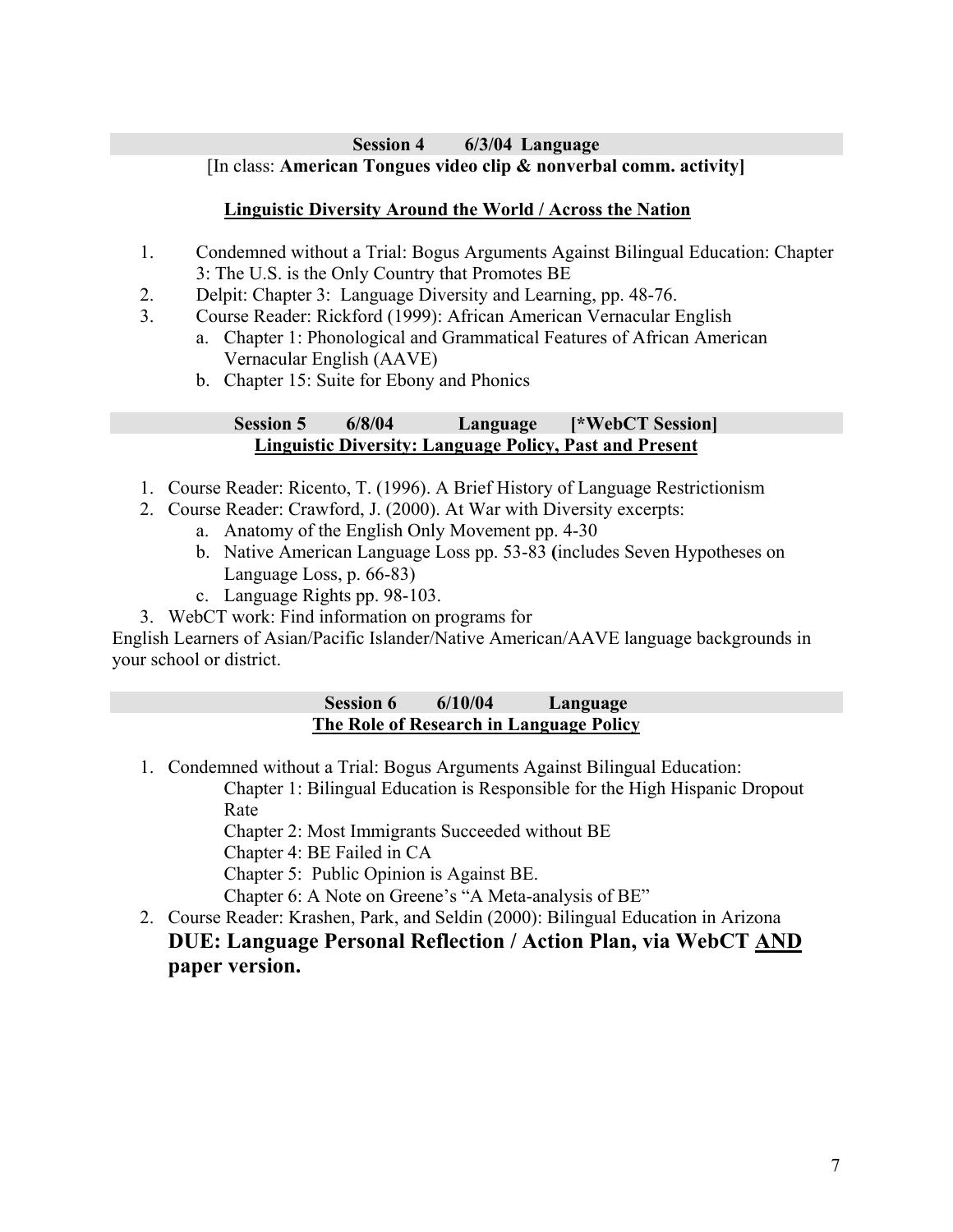### Session 4 6/3/04 Language

[In class: **American Tongues video clip & nonverbal comm. activity]**

**Linguistic Diversity Around the World / Across the Nation**

1. Condemned without a Trial: Bogus Arguments Against Bilingual Education: Chapter 3: The U.S. is the Only Country that Promotes BE
2. Delpit: Chapter 3: Language Diversity and Learning, pp. 48-76.
3. Course Reader: Rickford (1999): African American Vernacular English
   a. Chapter 1: Phonological and Grammatical Features of African American Vernacular English (AAVE)
   b. Chapter 15: Suite for Ebony and Phonics

### Session 5 6/8/04 Language [*WebCT Session]

**Linguistic Diversity: Language Policy, Past and Present**

1. Course Reader: Ricento, T. (1996). A Brief History of Language Restrictionism
2. Course Reader: Crawford, J. (2000). At War with Diversity excerpts:
   a. Anatomy of the English Only Movement pp. 4-30
   b. Native American Language Loss pp. 53-83 **(**includes Seven Hypotheses on Language Loss, p. 66-83)
   c. Language Rights pp. 98-103.
3. WebCT work: Find information on programs for English Learners of Asian/Pacific Islander/Native American/AAVE language backgrounds in your school or district.

### Session 6 6/10/04 Language

**The Role of Research in Language Policy**

1. Condemned without a Trial: Bogus Arguments Against Bilingual Education:
   - Chapter 1: Bilingual Education is Responsible for the High Hispanic Dropout Rate
   - Chapter 2: Most Immigrants Succeeded without BE
   - Chapter 4: BE Failed in CA
   - Chapter 5: Public Opinion is Against BE.
   - Chapter 6: A Note on Greene's "A Meta-analysis of BE"
2. Course Reader: Krashen, Park, and Seldin (2000): Bilingual Education in Arizona

**DUE: Language Personal Reflection / Action Plan, via WebCT AND paper version.**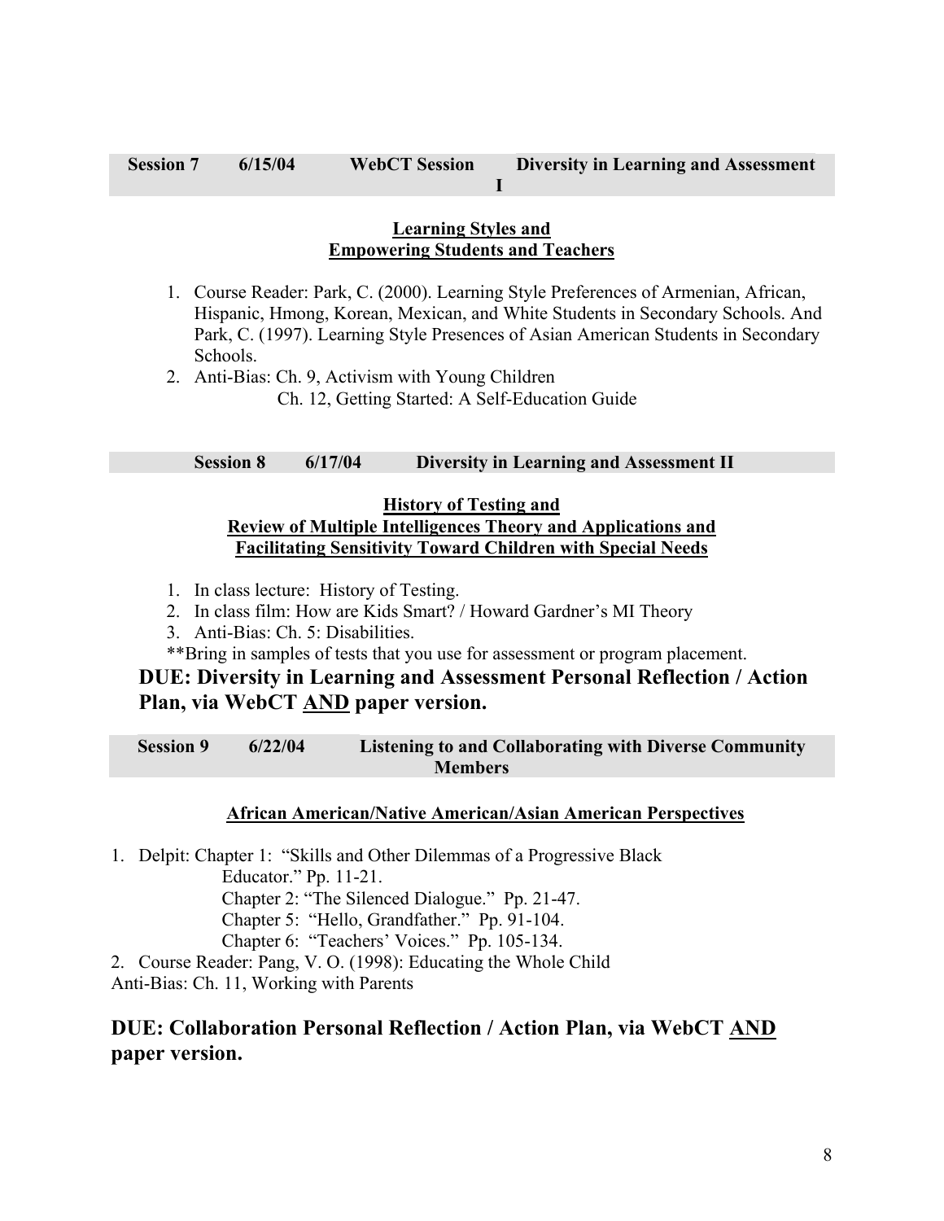**Session 7 6/15/04 WebCT Session Diversity in Learning and Assessment I**

**Learning Styles and**
**Empowering Students and Teachers**

1. Course Reader: Park, C. (2000). Learning Style Preferences of Armenian, African, Hispanic, Hmong, Korean, Mexican, and White Students in Secondary Schools. And Park, C. (1997). Learning Style Presences of Asian American Students in Secondary Schools.
2. Anti-Bias: Ch. 9, Activism with Young Children
   Ch. 12, Getting Started: A Self-Education Guide

**Session 8 6/17/04 Diversity in Learning and Assessment II**

**History of Testing and**
**Review of Multiple Intelligences Theory and Applications and**
**Facilitating Sensitivity Toward Children with Special Needs**

1. In class lecture: History of Testing.
2. In class film: How are Kids Smart? / Howard Gardner's MI Theory
3. Anti-Bias: Ch. 5: Disabilities.

**Bring in samples of tests that you use for assessment or program placement.

**DUE: Diversity in Learning and Assessment Personal Reflection / Action Plan, via WebCT AND paper version.**

**Session 9 6/22/04 Listening to and Collaborating with Diverse Community Members**

**African American/Native American/Asian American Perspectives**

1. Delpit: Chapter 1: "Skills and Other Dilemmas of a Progressive Black Educator." Pp. 11-21.
   Chapter 2: "The Silenced Dialogue." Pp. 21-47.
   Chapter 5: "Hello, Grandfather." Pp. 91-104.
   Chapter 6: "Teachers' Voices." Pp. 105-134.
2. Course Reader: Pang, V. O. (1998): Educating the Whole Child

Anti-Bias: Ch. 11, Working with Parents

**DUE: Collaboration Personal Reflection / Action Plan, via WebCT AND paper version.**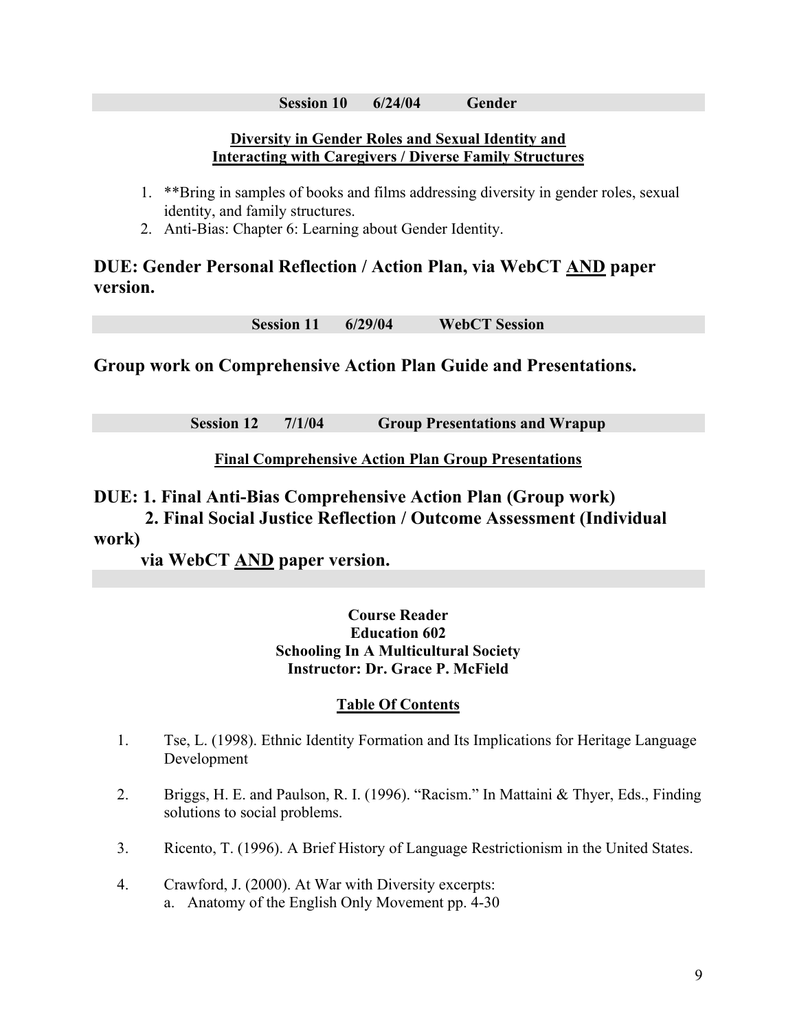**Session 10 6/24/04 Gender**

**Diversity in Gender Roles and Sexual Identity and Interacting with Caregivers / Diverse Family Structures**

1. **Bring in samples of books and films addressing diversity in gender roles, sexual identity, and family structures.
2. Anti-Bias: Chapter 6: Learning about Gender Identity.

**DUE: Gender Personal Reflection / Action Plan, via WebCT AND paper version.**

**Session 11 6/29/04 WebCT Session**

**Group work on Comprehensive Action Plan Guide and Presentations.**

**Session 12 7/1/04 Group Presentations and Wrapup**

**Final Comprehensive Action Plan Group Presentations**

**DUE: 1. Final Anti-Bias Comprehensive Action Plan (Group work)**
**2. Final Social Justice Reflection / Outcome Assessment (Individual work)**
**via WebCT AND paper version.**

**Course Reader**
**Education 602**
**Schooling In A Multicultural Society**
**Instructor: Dr. Grace P. McField**

**Table Of Contents**

1. Tse, L. (1998). Ethnic Identity Formation and Its Implications for Heritage Language Development

2. Briggs, H. E. and Paulson, R. I. (1996). "Racism." In Mattaini & Thyer, Eds., Finding solutions to social problems.

3. Ricento, T. (1996). A Brief History of Language Restrictionism in the United States.

4. Crawford, J. (2000). At War with Diversity excerpts:
   a. Anatomy of the English Only Movement pp. 4-30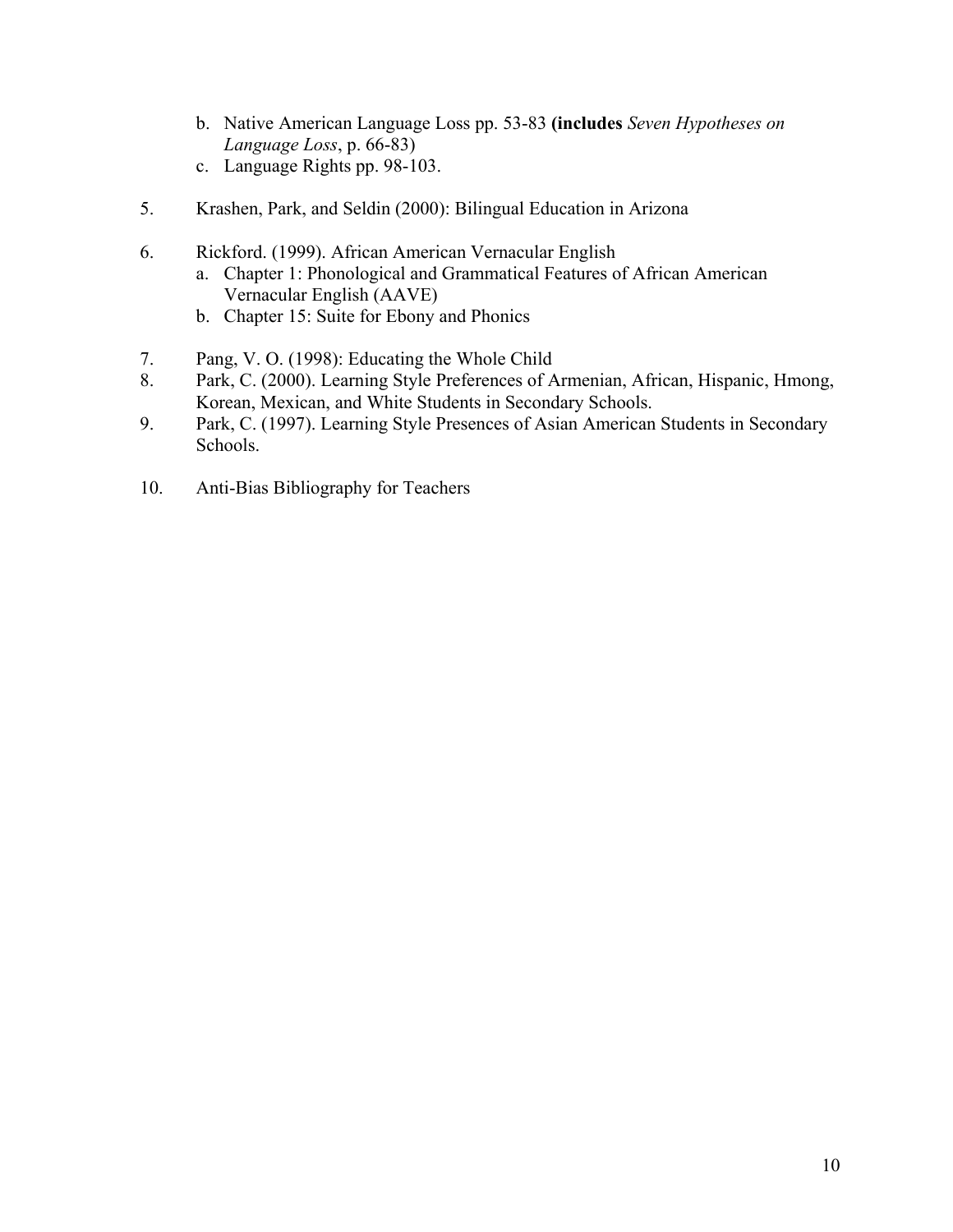b. Native American Language Loss pp. 53-83 **(includes** *Seven Hypotheses on Language Loss*, p. 66-83)
   c. Language Rights pp. 98-103.

5. Krashen, Park, and Seldin (2000): Bilingual Education in Arizona

6. Rickford. (1999). African American Vernacular English
   a. Chapter 1: Phonological and Grammatical Features of African American Vernacular English (AAVE)
   b. Chapter 15: Suite for Ebony and Phonics

7. Pang, V. O. (1998): Educating the Whole Child
8. Park, C. (2000). Learning Style Preferences of Armenian, African, Hispanic, Hmong, Korean, Mexican, and White Students in Secondary Schools.
9. Park, C. (1997). Learning Style Presences of Asian American Students in Secondary Schools.

10. Anti-Bias Bibliography for Teachers